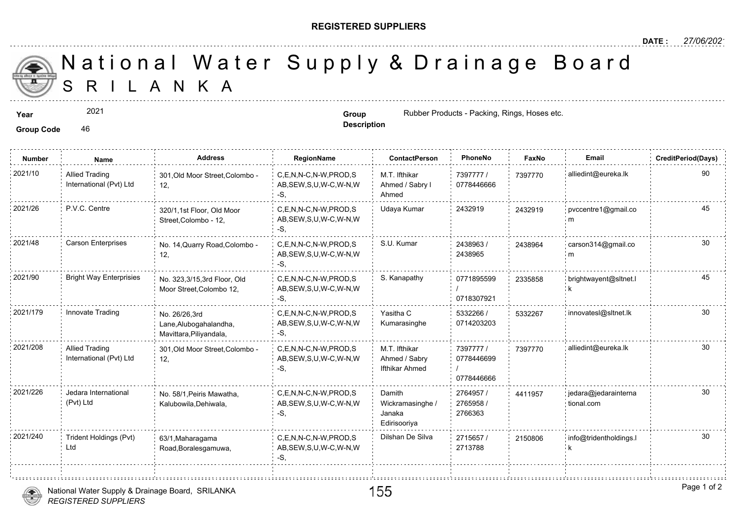**REGISTERED SUPPLIERS**

**DATE :** 27/06/2021

# National Water Supply & Drainage Board
## SRILANKA

**Year** 2021

**Group Code** 46

**Group Description** Rubber Products - Packing, Rings, Hoses etc.

| Number | Name | Address | RegionName | ContactPerson | PhoneNo | FaxNo | Email | CreditPeriod(Days) |
|---|---|---|---|---|---|---|---|---|
| 2021/10 | Allied Trading International (Pvt) Ltd | 301,Old Moor Street,Colombo - 12, | C,E,N,N-C,N-W,PROD,SAB,SEW,S,U,W-C,W-N,W-S, | M.T. Ifthikar Ahmed / Sabry I Ahmed | 7397777 / 0778446666 | 7397770 | alliedint@eureka.lk | 90 |
| 2021/26 | P.V.C. Centre | 320/1,1st Floor, Old Moor Street,Colombo - 12, | C,E,N,N-C,N-W,PROD,SAB,SEW,S,U,W-C,W-N,W-S, | Udaya Kumar | 2432919 | 2432919 | pvccentre1@gmail.com | 45 |
| 2021/48 | Carson Enterprises | No. 14,Quarry Road,Colombo - 12, | C,E,N,N-C,N-W,PROD,SAB,SEW,S,U,W-C,W-N,W-S, | S.U. Kumar | 2438963 / 2438965 | 2438964 | carson314@gmail.com | 30 |
| 2021/90 | Bright Way Enterprisies | No. 323,3/15,3rd Floor, Old Moor Street,Colombo 12, | C,E,N,N-C,N-W,PROD,SAB,SEW,S,U,W-C,W-N,W-S, | S. Kanapathy | 0771895599 / 0718307921 | 2335858 | brightwayent@sltnet.lk | 45 |
| 2021/179 | Innovate Trading | No. 26/26,3rd Lane,Alubogahalandha, Mavittara,Piliyandala, | C,E,N,N-C,N-W,PROD,SAB,SEW,S,U,W-C,W-N,W-S, | Yasitha C Kumarasinghe | 5332266 / 0714203203 | 5332267 | innovatesl@sltnet.lk | 30 |
| 2021/208 | Allied Trading International (Pvt) Ltd | 301,Old Moor Street,Colombo - 12, | C,E,N,N-C,N-W,PROD,SAB,SEW,S,U,W-C,W-N,W-S, | M.T. Ifthikar Ahmed / Sabry Ifthikar Ahmed | 7397777 / 0778446699 / 0778446666 | 7397770 | alliedint@eureka.lk | 30 |
| 2021/226 | Jedara International (Pvt) Ltd | No. 58/1,Peiris Mawatha, Kalubowila,Dehiwala, | C,E,N,N-C,N-W,PROD,SAB,SEW,S,U,W-C,W-N,W-S, | Damith Wickramasinghe / Janaka Edirisooriya | 2764957 / 2765958 / 2766363 | 4411957 | jedara@jedarainternational.com | 30 |
| 2021/240 | Trident Holdings (Pvt) Ltd | 63/1,Maharagama Road,Boralesgamuwa, | C,E,N,N-C,N-W,PROD,SAB,SEW,S,U,W-C,W-N,W-S, | Dilshan De Silva | 2715657 / 2713788 | 2150806 | info@tridentholdings.lk | 30 |

*REGISTERED SUPPLIERS*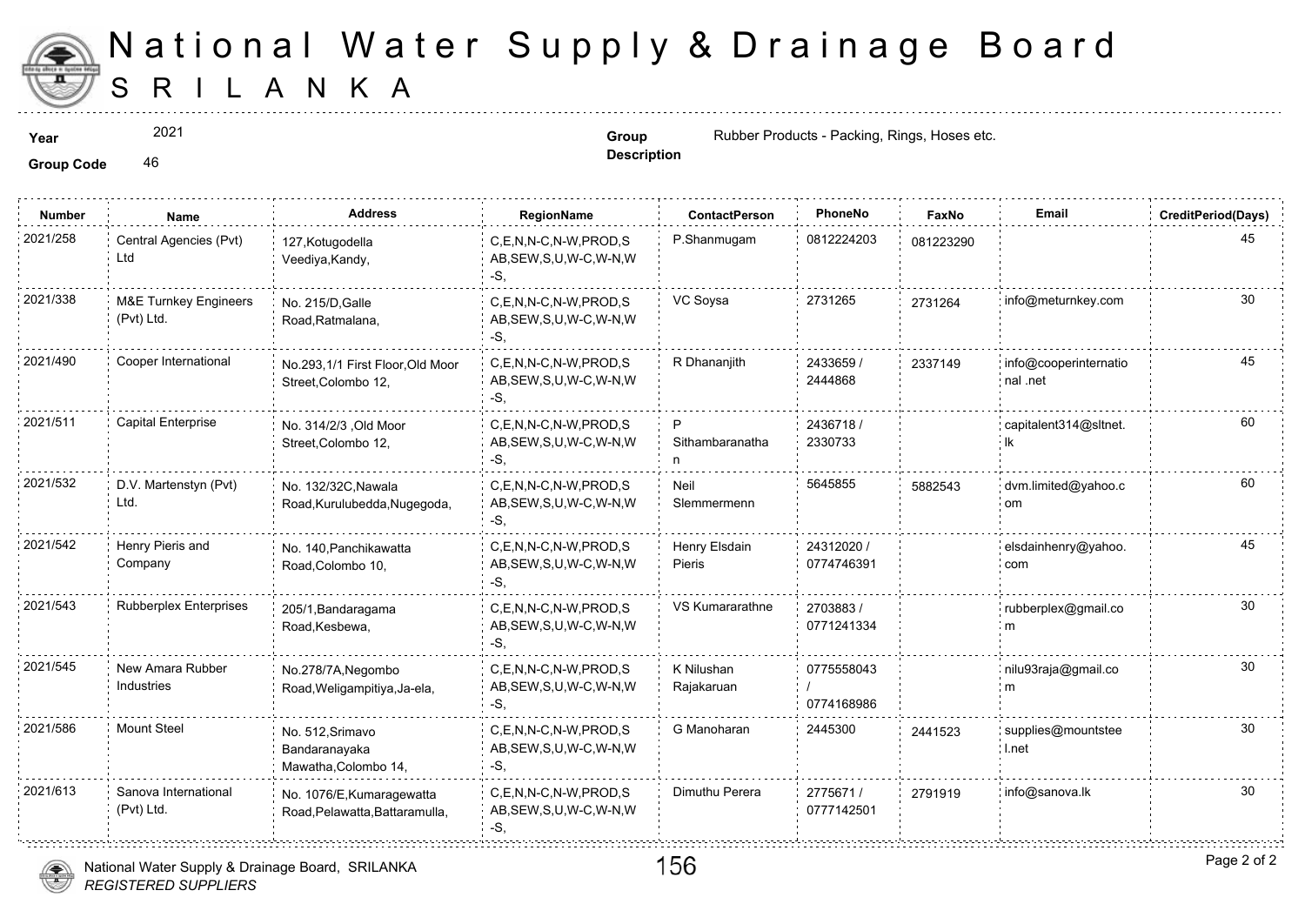# National Water Supply & Drainage Board

# SRILANKA

**Year** 2021

**Group Code** 46

**Group Description** Rubber Products - Packing, Rings, Hoses etc.

| Number | Name | Address | RegionName | ContactPerson | PhoneNo | FaxNo | Email | CreditPeriod(Days) |
|---|---|---|---|---|---|---|---|---|
| 2021/258 | Central Agencies (Pvt) Ltd | 127,Kotugodella Veediya,Kandy, | C,E,N,N-C,N-W,PROD,SAB,SEW,S,U,W-C,W-N,W-S, | P.Shanmugam | 0812224203 | 081223290 | | 45 |
| 2021/338 | M&E Turnkey Engineers (Pvt) Ltd. | No. 215/D,Galle Road,Ratmalana, | C,E,N,N-C,N-W,PROD,SAB,SEW,S,U,W-C,W-N,W-S, | VC Soysa | 2731265 | 2731264 | info@meturnkey.com | 30 |
| 2021/490 | Cooper International | No.293,1/1 First Floor,Old Moor Street,Colombo 12, | C,E,N,N-C,N-W,PROD,SAB,SEW,S,U,W-C,W-N,W-S, | R Dhananjith | 2433659 / 2444868 | 2337149 | info@cooperinternational .net | 45 |
| 2021/511 | Capital Enterprise | No. 314/2/3 ,Old Moor Street,Colombo 12, | C,E,N,N-C,N-W,PROD,SAB,SEW,S,U,W-C,W-N,W-S, | P Sithambaranathan | 2436718 / 2330733 | | capitalent314@sltnet.lk | 60 |
| 2021/532 | D.V. Martenstyn (Pvt) Ltd. | No. 132/32C,Nawala Road,Kurulubedda,Nugegoda, | C,E,N,N-C,N-W,PROD,SAB,SEW,S,U,W-C,W-N,W-S, | Neil Slemmermenn | 5645855 | 5882543 | dvm.limited@yahoo.com | 60 |
| 2021/542 | Henry Pieris and Company | No. 140,Panchikawatta Road,Colombo 10, | C,E,N,N-C,N-W,PROD,SAB,SEW,S,U,W-C,W-N,W-S, | Henry Elsdain Pieris | 24312020 / 0774746391 | | elsdainhenry@yahoo.com | 45 |
| 2021/543 | Rubberplex Enterprises | 205/1,Bandaragama Road,Kesbewa, | C,E,N,N-C,N-W,PROD,SAB,SEW,S,U,W-C,W-N,W-S, | VS Kumararathne | 2703883 / 0771241334 | | rubberplex@gmail.com | 30 |
| 2021/545 | New Amara Rubber Industries | No.278/7A,Negombo Road,Weligampitiya,Ja-ela, | C,E,N,N-C,N-W,PROD,SAB,SEW,S,U,W-C,W-N,W-S, | K Nilushan Rajakaruan | 0775558043 / 0774168986 | | nilu93raja@gmail.com | 30 |
| 2021/586 | Mount Steel | No. 512,Srimavo Bandaranayaka Mawatha,Colombo 14, | C,E,N,N-C,N-W,PROD,SAB,SEW,S,U,W-C,W-N,W-S, | G Manoharan | 2445300 | 2441523 | supplies@mountsteel.net | 30 |
| 2021/613 | Sanova International (Pvt) Ltd. | No. 1076/E,Kumaragewatta Road,Pelawatta,Battaramulla, | C,E,N,N-C,N-W,PROD,SAB,SEW,S,U,W-C,W-N,W-S, | Dimuthu Perera | 2775671 / 0777142501 | 2791919 | info@sanova.lk | 30 |

National Water Supply & Drainage Board, SRILANKA
*REGISTERED SUPPLIERS*